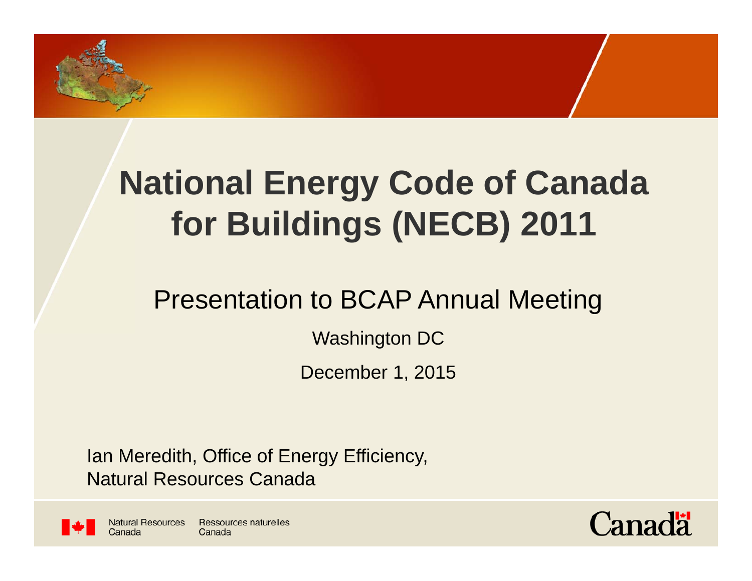# National Energy Code of Canada for Buildings (NECB) 2011

Presentation to BCAP Annual Meeting

Washington DC

December 1, 2015

Ian Meredith, Office of Energy Efficiency,
Natural Resources Canada

Natural Resources Canada | Ressources naturelles Canada

Canada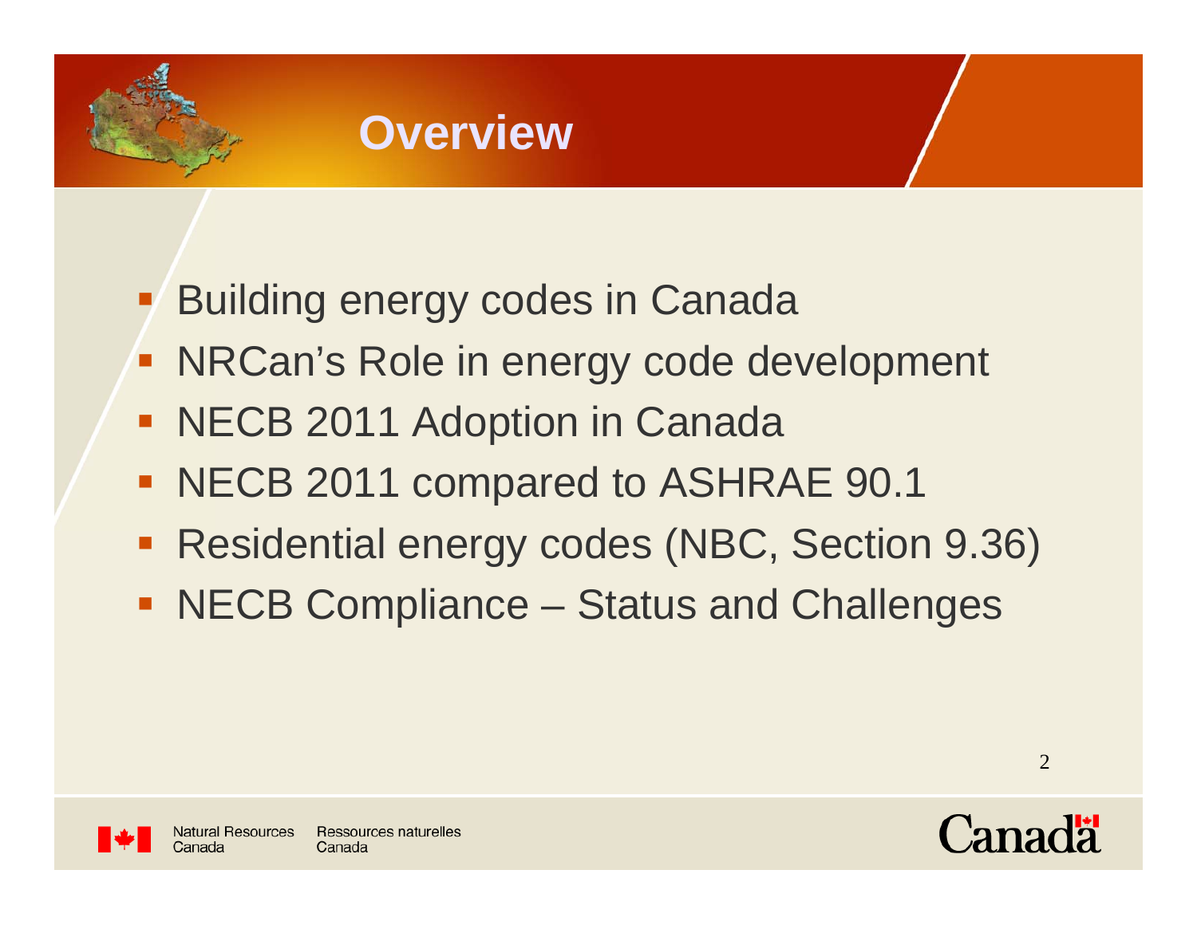# Overview

- Building energy codes in Canada
- NRCan's Role in energy code development
- NECB 2011 Adoption in Canada
- NECB 2011 compared to ASHRAE 90.1
- Residential energy codes (NBC, Section 9.36)
- NECB Compliance – Status and Challenges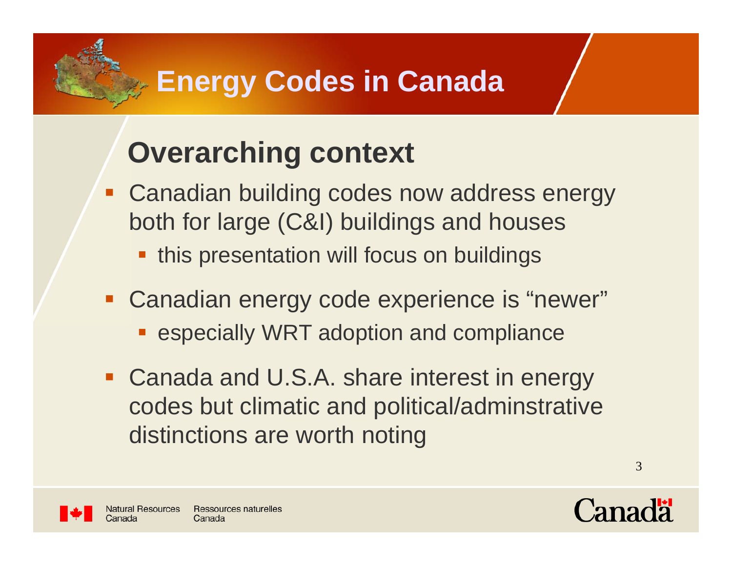# Energy Codes in Canada

## Overarching context

- Canadian building codes now address energy both for large (C&I) buildings and houses
  - this presentation will focus on buildings
- Canadian energy code experience is "newer"
  - especially WRT adoption and compliance
- Canada and U.S.A. share interest in energy codes but climatic and political/adminstrative distinctions are worth noting

Natural Resources Canada Ressources naturelles Canada

Canada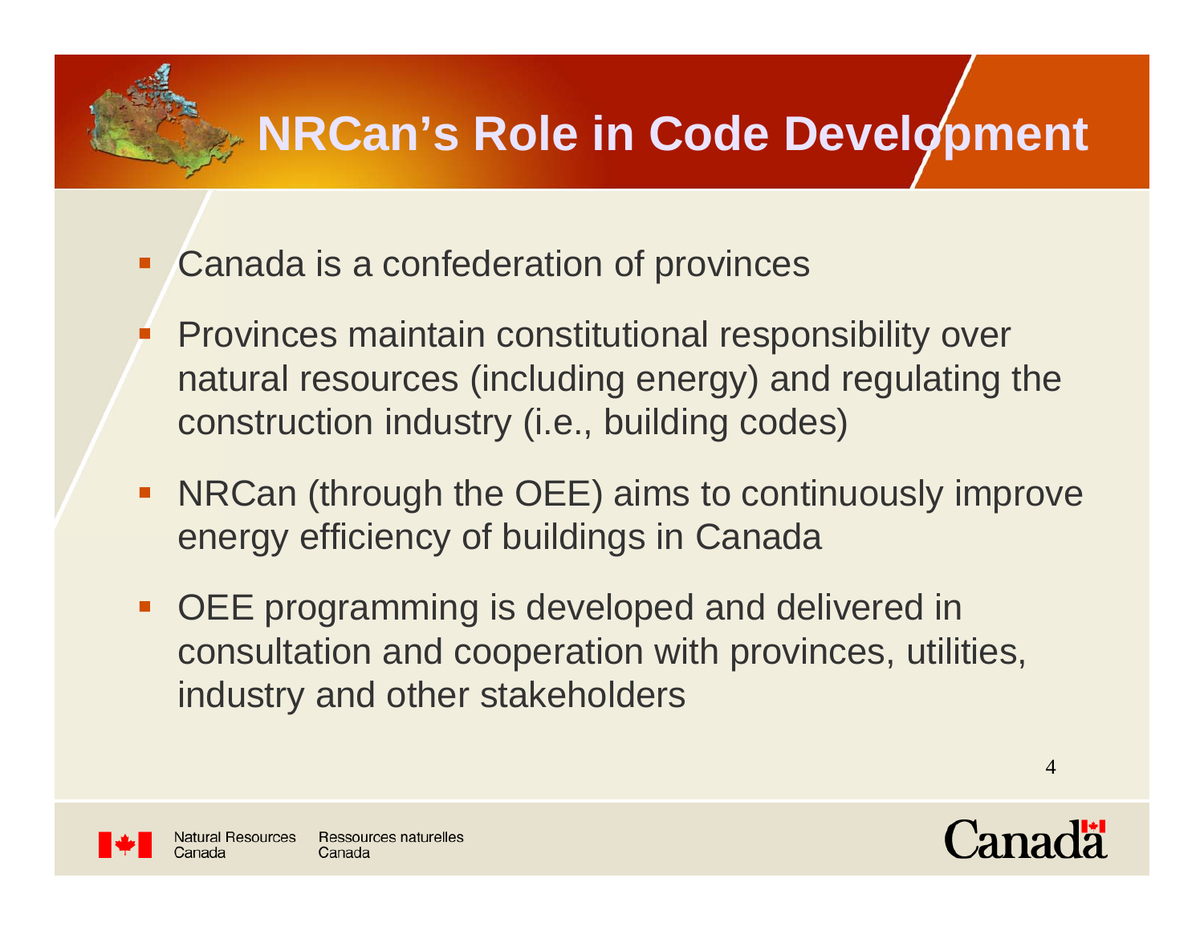# NRCan's Role in Code Development

- Canada is a confederation of provinces
- Provinces maintain constitutional responsibility over natural resources (including energy) and regulating the construction industry (i.e., building codes)
- NRCan (through the OEE) aims to continuously improve energy efficiency of buildings in Canada
- OEE programming is developed and delivered in consultation and cooperation with provinces, utilities, industry and other stakeholders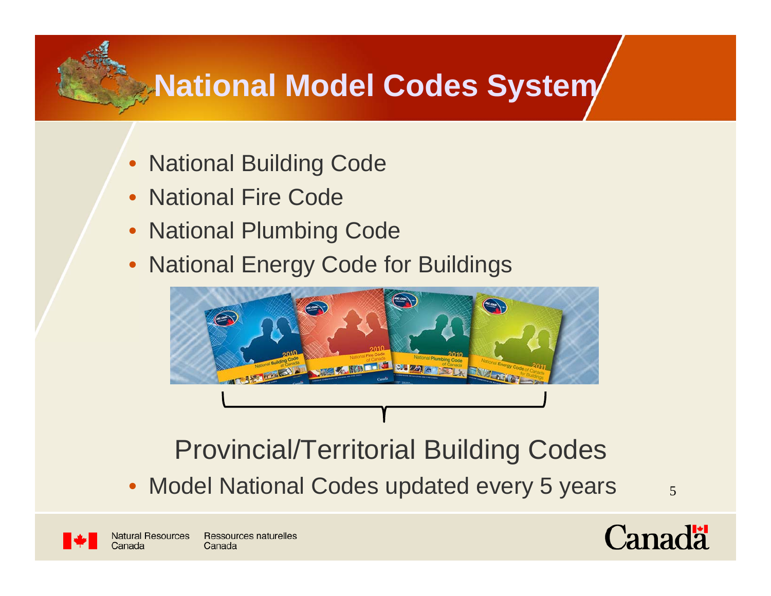# National Model Codes System

- National Building Code
- National Fire Code
- National Plumbing Code
- National Energy Code for Buildings

Provincial/Territorial Building Codes

- Model National Codes updated every 5 years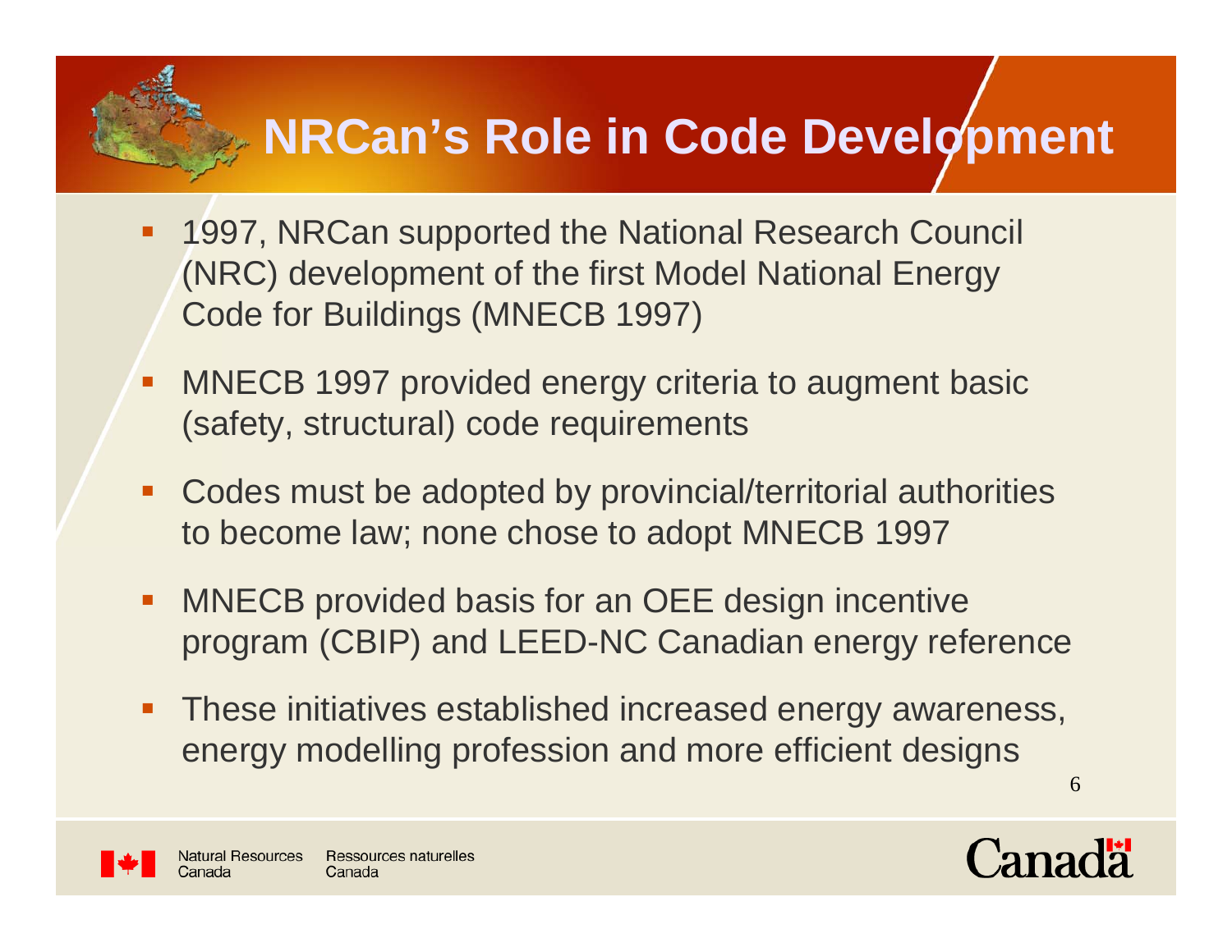# NRCan's Role in Code Development

- 1997, NRCan supported the National Research Council (NRC) development of the first Model National Energy Code for Buildings (MNECB 1997)
- MNECB 1997 provided energy criteria to augment basic (safety, structural) code requirements
- Codes must be adopted by provincial/territorial authorities to become law; none chose to adopt MNECB 1997
- MNECB provided basis for an OEE design incentive program (CBIP) and LEED-NC Canadian energy reference
- These initiatives established increased energy awareness, energy modelling profession and more efficient designs

Natural Resources Canada    Ressources naturelles Canada

Canada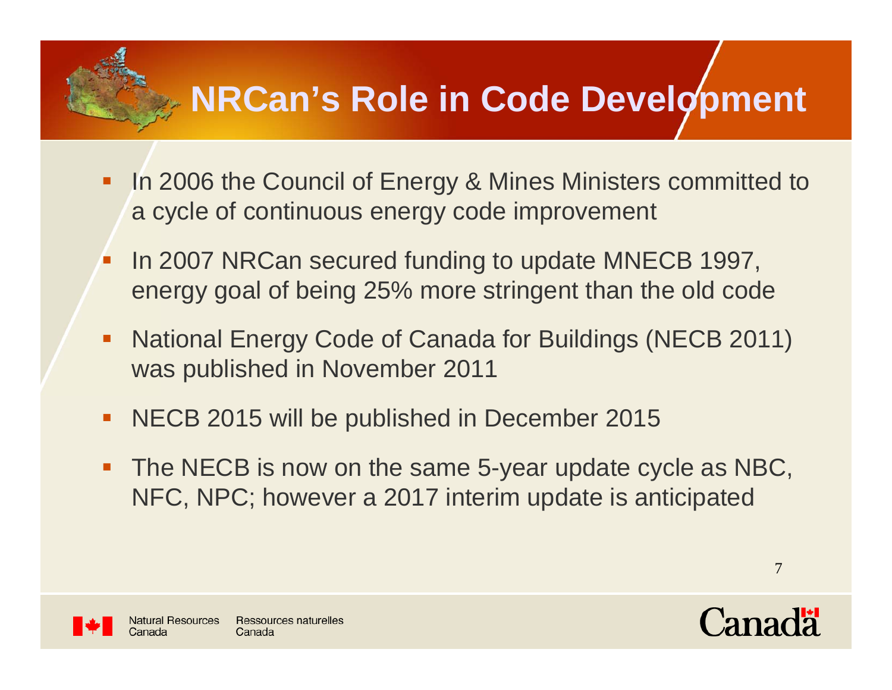# NRCan's Role in Code Development

- In 2006 the Council of Energy & Mines Ministers committed to a cycle of continuous energy code improvement
- In 2007 NRCan secured funding to update MNECB 1997, energy goal of being 25% more stringent than the old code
- National Energy Code of Canada for Buildings (NECB 2011) was published in November 2011
- NECB 2015 will be published in December 2015
- The NECB is now on the same 5-year update cycle as NBC, NFC, NPC; however a 2017 interim update is anticipated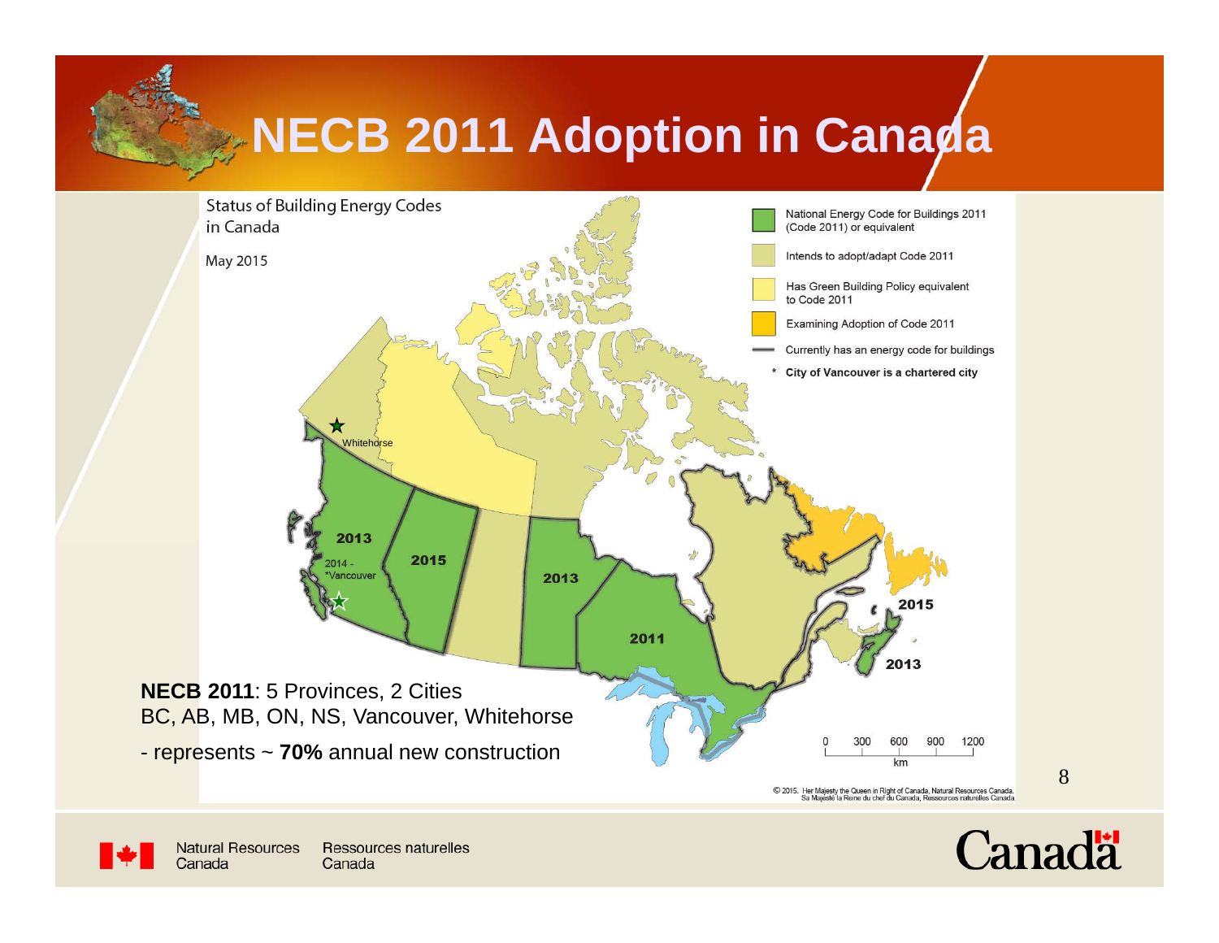# NECB 2011 Adoption in Canada

Status of Building Energy Codes in Canada

May 2015

National Energy Code for Buildings 2011 (Code 2011) or equivalent

Intends to adopt/adapt Code 2011

Has Green Building Policy equivalent to Code 2011

Examining Adoption of Code 2011

Currently has an energy code for buildings

* City of Vancouver is a chartered city

Whitehorse

2013

2014 - *Vancouver

2015

2013

2011

2015

2013

0 300 600 900 1200

km

**NECB 2011**: 5 Provinces, 2 Cities
BC, AB, MB, ON, NS, Vancouver, Whitehorse

- represents ~ **70%** annual new construction

© 2015. Her Majesty the Queen in Right of Canada, Natural Resources Canada.
Sa Majesté la Reine du chef du Canada, Ressources naturelles Canada.

Natural Resources Canada | Ressources naturelles Canada

Canada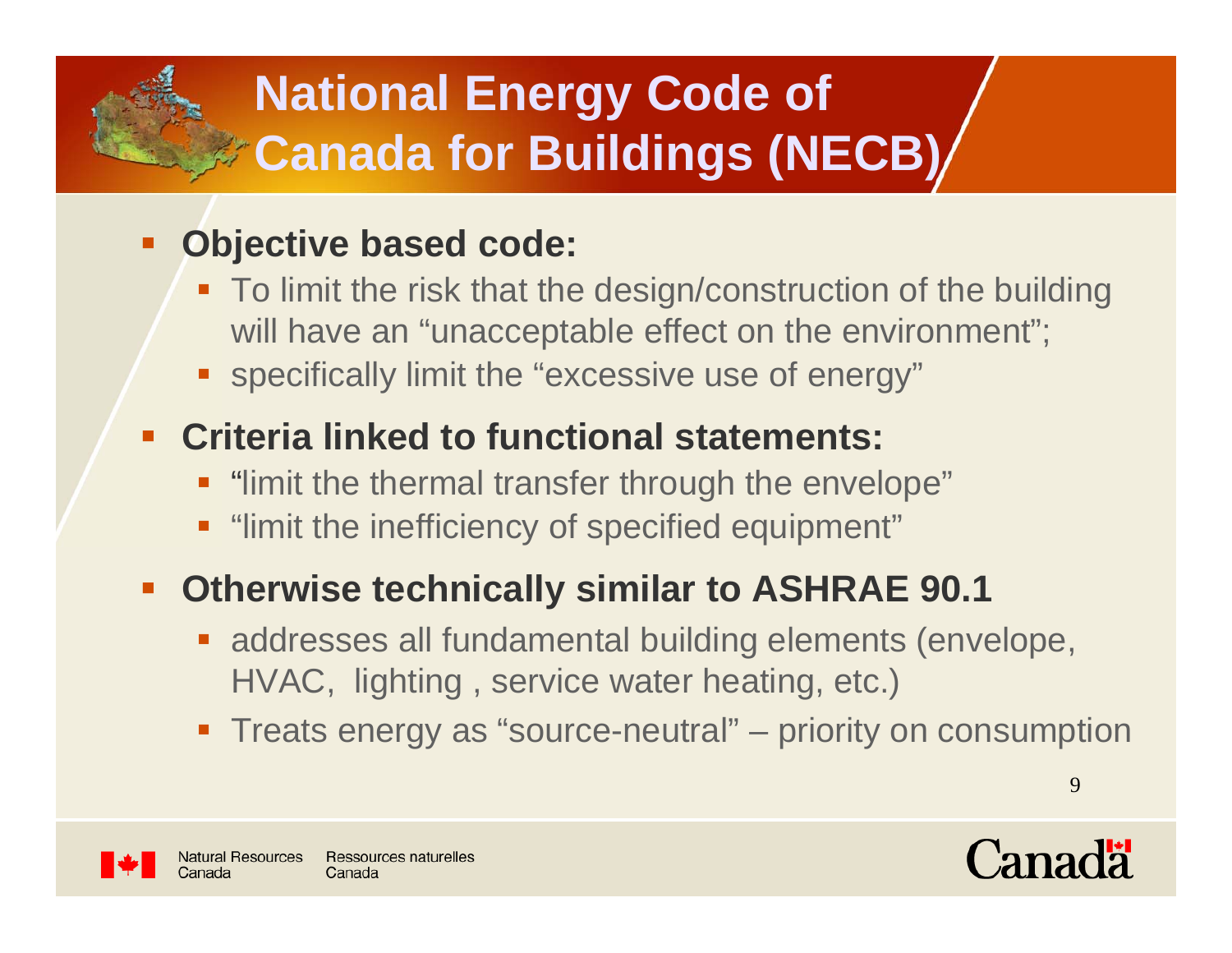# National Energy Code of Canada for Buildings (NECB)

- **Objective based code:**
  - To limit the risk that the design/construction of the building will have an "unacceptable effect on the environment";
  - specifically limit the "excessive use of energy"
- **Criteria linked to functional statements:**
  - "limit the thermal transfer through the envelope"
  - "limit the inefficiency of specified equipment"
- **Otherwise technically similar to ASHRAE 90.1**
  - addresses all fundamental building elements (envelope, HVAC, lighting , service water heating, etc.)
  - Treats energy as "source-neutral" – priority on consumption

Natural Resources Canada Ressources naturelles Canada

Canada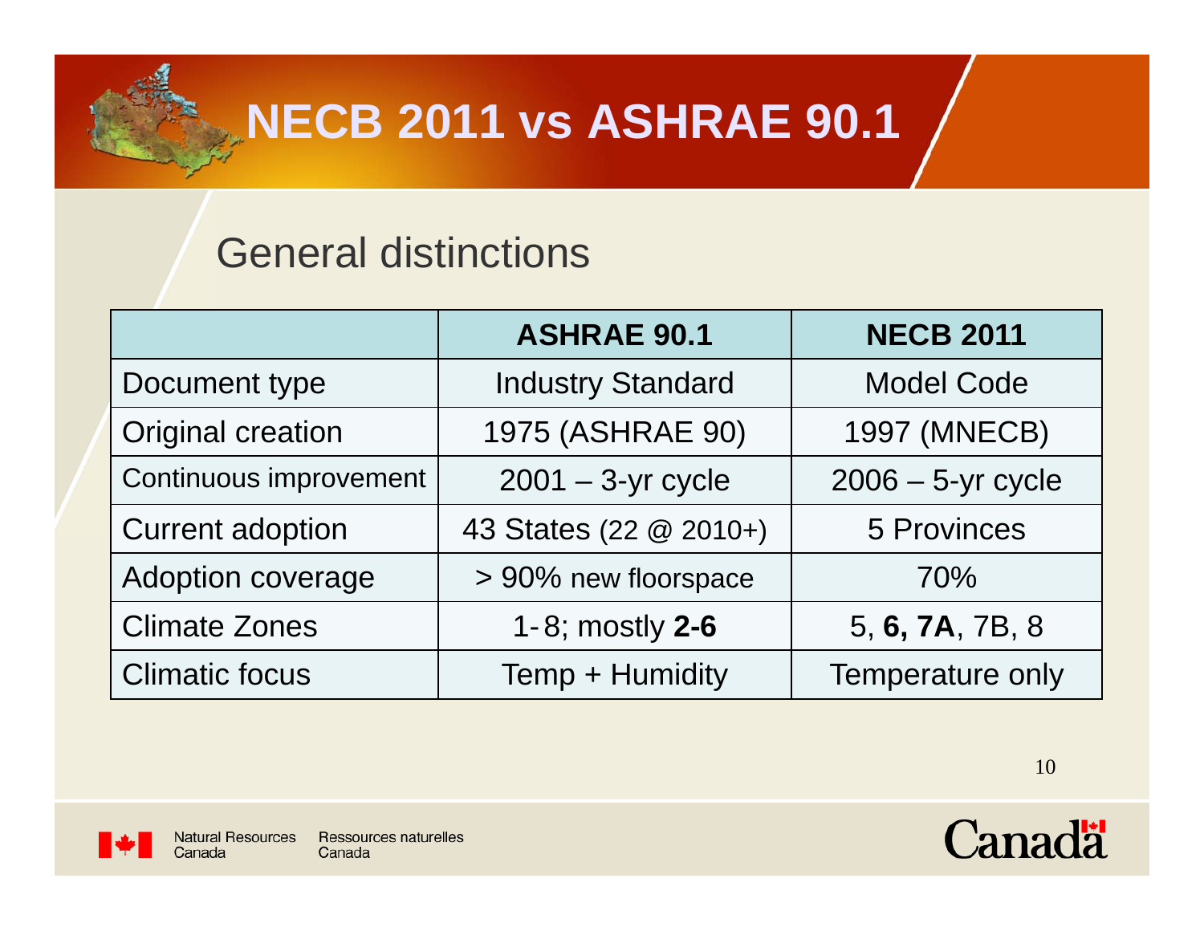# NECB 2011 vs ASHRAE 90.1

## General distinctions

| | ASHRAE 90.1 | NECB 2011 |
|---|---|---|
| Document type | Industry Standard | Model Code |
| Original creation | 1975 (ASHRAE 90) | 1997 (MNECB) |
| Continuous improvement | 2001 – 3-yr cycle | 2006 – 5-yr cycle |
| Current adoption | 43 States (22 @ 2010+) | 5 Provinces |
| Adoption coverage | > 90% new floorspace | 70% |
| Climate Zones | 1-8; mostly **2-6** | 5, **6, 7A**, 7B, 8 |
| Climatic focus | Temp + Humidity | Temperature only |

Natural Resources Canada Ressources naturelles Canada

Canada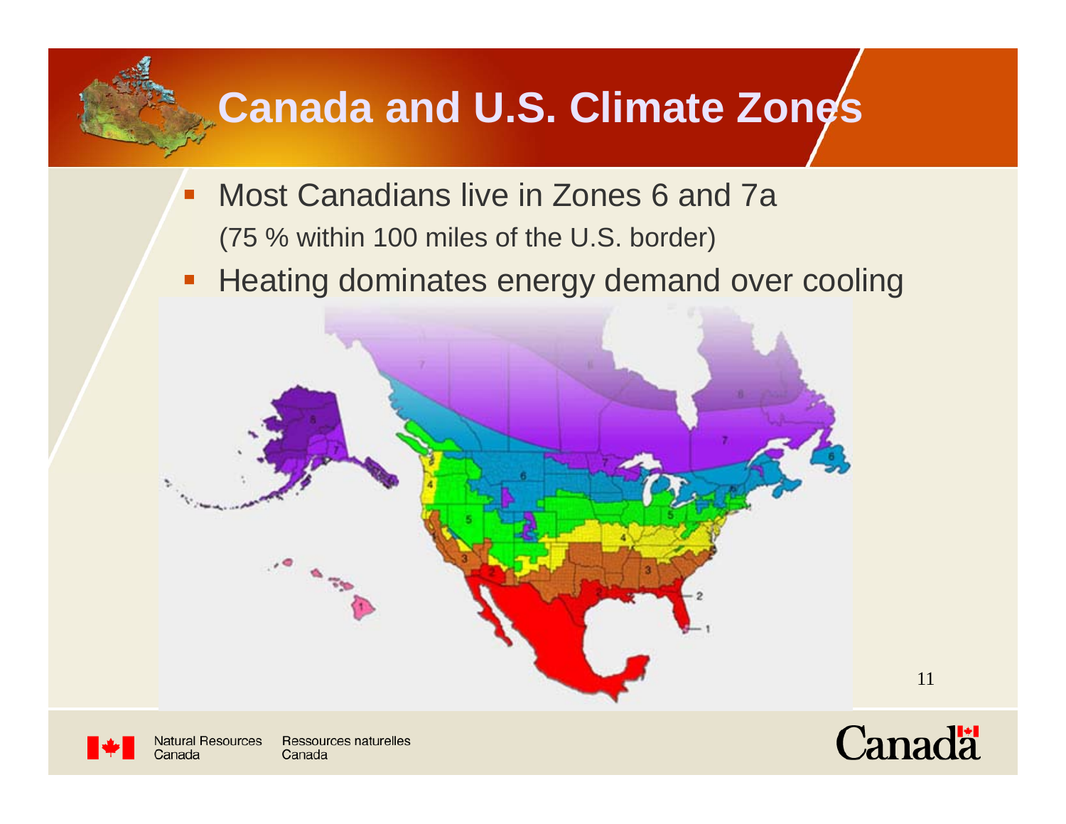# Canada and U.S. Climate Zones

- Most Canadians live in Zones 6 and 7a
  (75 % within 100 miles of the U.S. border)
- Heating dominates energy demand over cooling

8
7
8
8
7
6
6
7
7
6
6
4
4
5
5
5
4
4
3
3
3
2
2
2
1
1

Natural Resources Canada | Ressources naturelles Canada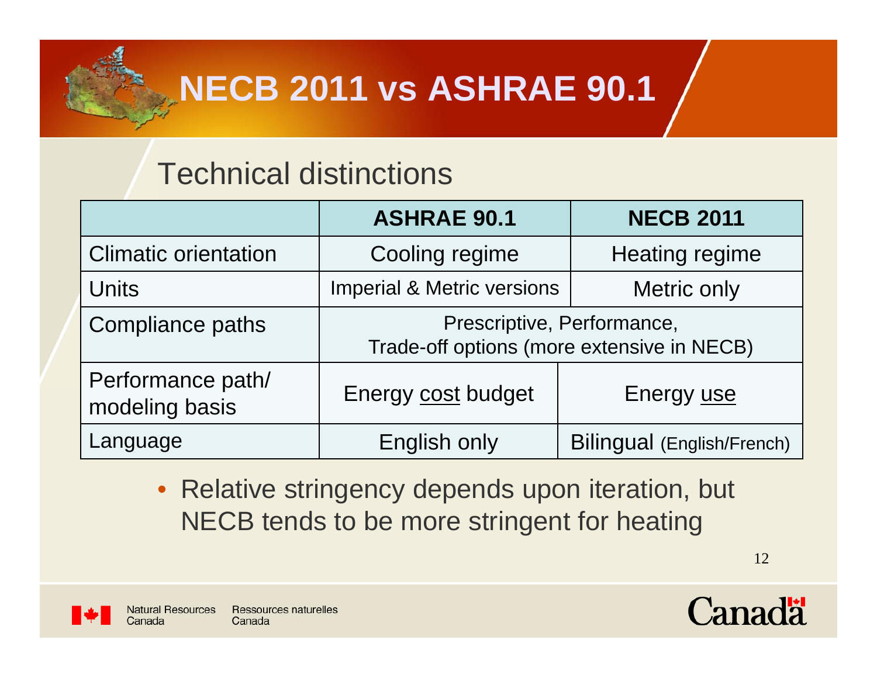# NECB 2011 vs ASHRAE 90.1

## Technical distinctions

| | ASHRAE 90.1 | NECB 2011 |
|---|---|---|
| Climatic orientation | Cooling regime | Heating regime |
| Units | Imperial & Metric versions | Metric only |
| Compliance paths | Prescriptive, Performance, Trade-off options (more extensive in NECB) | |
| Performance path/ modeling basis | Energy cost budget | Energy use |
| Language | English only | Bilingual (English/French) |

- Relative stringency depends upon iteration, but NECB tends to be more stringent for heating

Natural Resources Canada Ressources naturelles Canada

Canada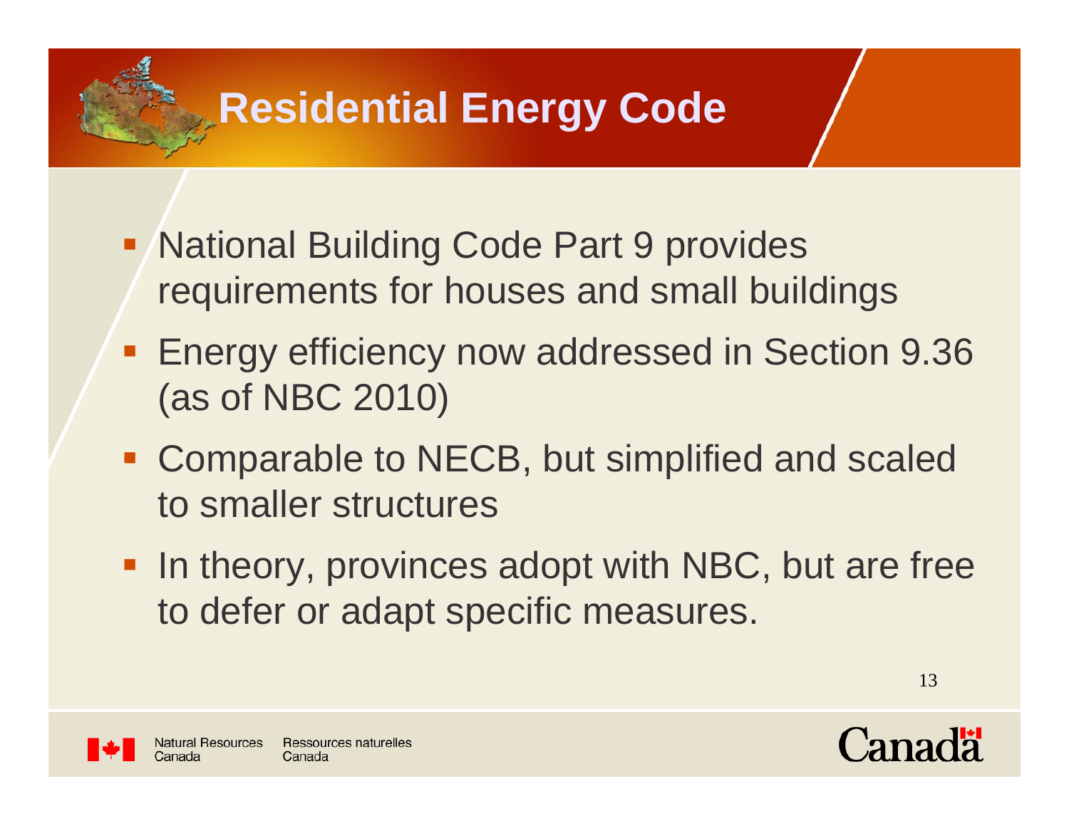# Residential Energy Code

- National Building Code Part 9 provides requirements for houses and small buildings
- Energy efficiency now addressed in Section 9.36 (as of NBC 2010)
- Comparable to NECB, but simplified and scaled to smaller structures
- In theory, provinces adopt with NBC, but are free to defer or adapt specific measures.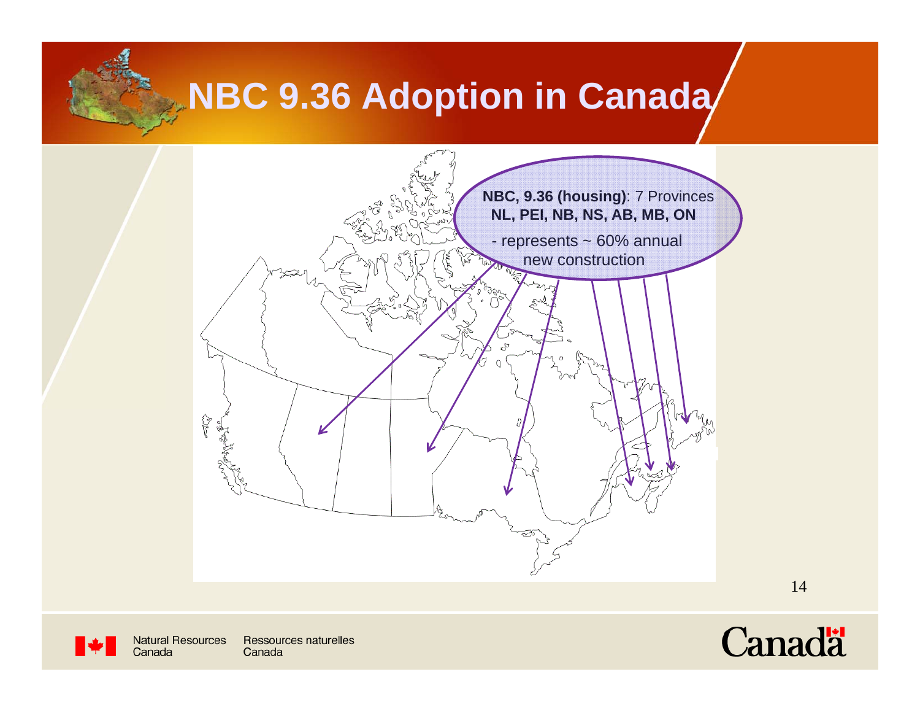# NBC 9.36 Adoption in Canada

**NBC, 9.36 (housing)**: 7 Provinces
**NL, PEI, NB, NS, AB, MB, ON**

- represents ~ 60% annual new construction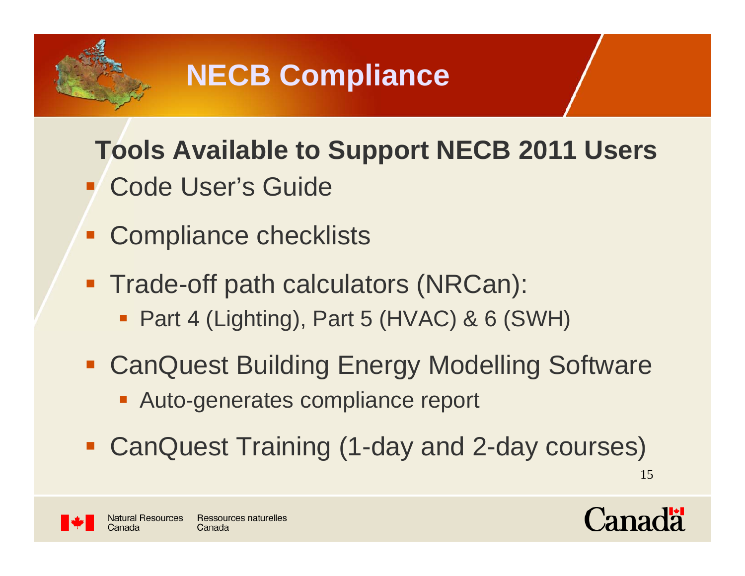# NECB Compliance

## Tools Available to Support NECB 2011 Users

- Code User's Guide
- Compliance checklists
- Trade-off path calculators (NRCan):
  - Part 4 (Lighting), Part 5 (HVAC) & 6 (SWH)
- CanQuest Building Energy Modelling Software
  - Auto-generates compliance report
- CanQuest Training (1-day and 2-day courses)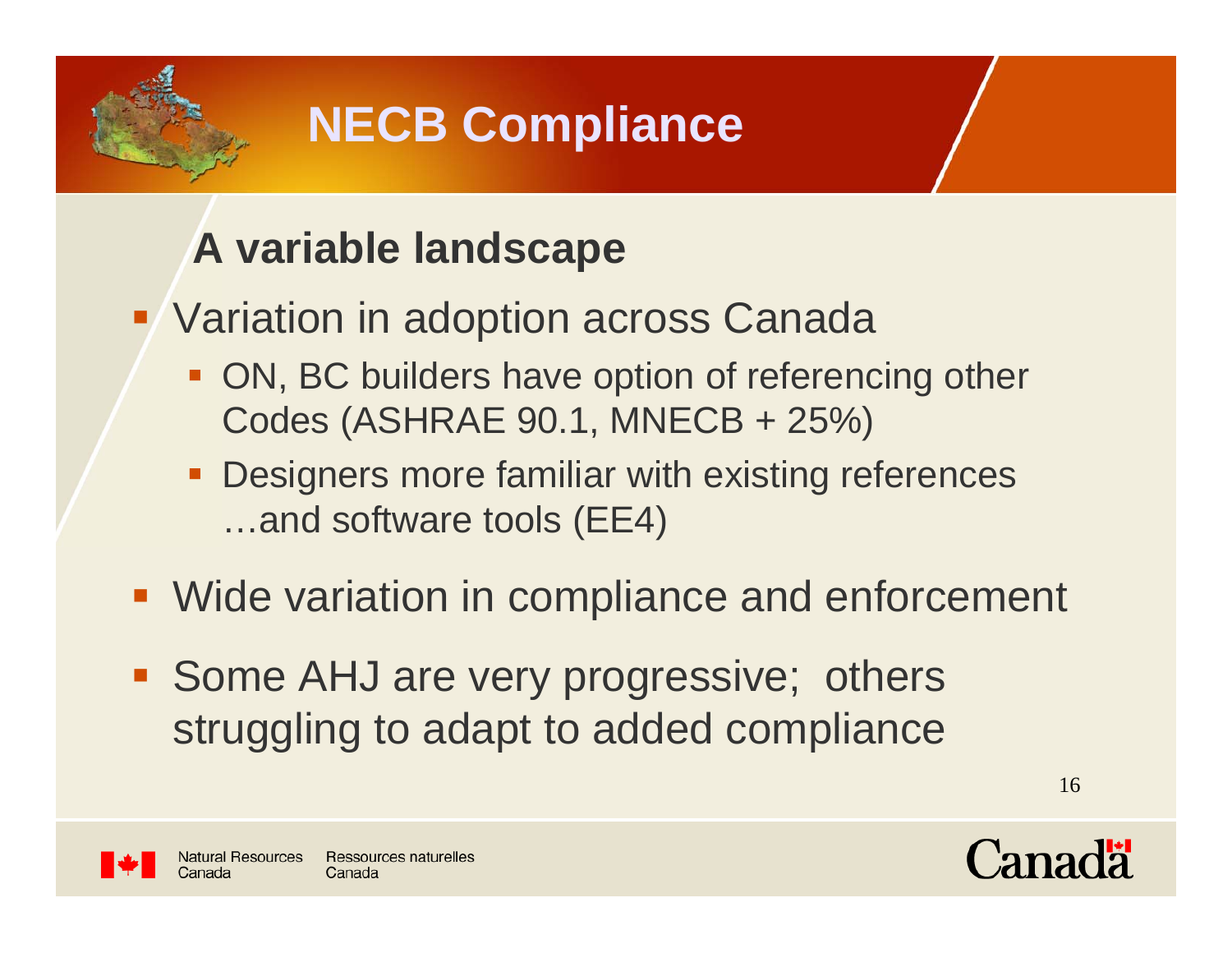# NECB Compliance

## A variable landscape

- Variation in adoption across Canada
  - ON, BC builders have option of referencing other Codes (ASHRAE 90.1, MNECB + 25%)
  - Designers more familiar with existing references …and software tools (EE4)
- Wide variation in compliance and enforcement
- Some AHJ are very progressive; others struggling to adapt to added compliance

Natural Resources Canada　Ressources naturelles Canada

Canada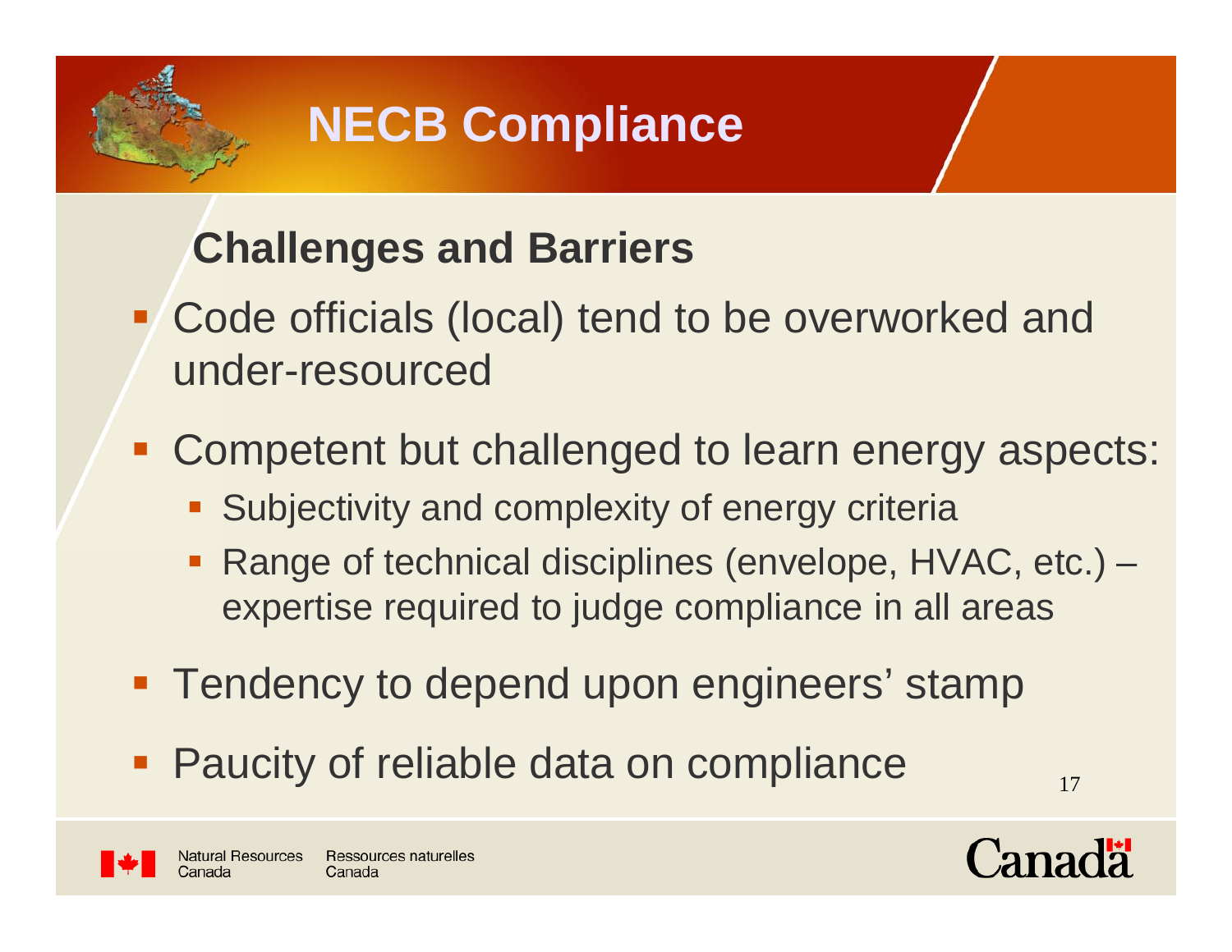# NECB Compliance

## Challenges and Barriers

- Code officials (local) tend to be overworked and under-resourced
- Competent but challenged to learn energy aspects:
  - Subjectivity and complexity of energy criteria
  - Range of technical disciplines (envelope, HVAC, etc.) – expertise required to judge compliance in all areas
- Tendency to depend upon engineers' stamp
- Paucity of reliable data on compliance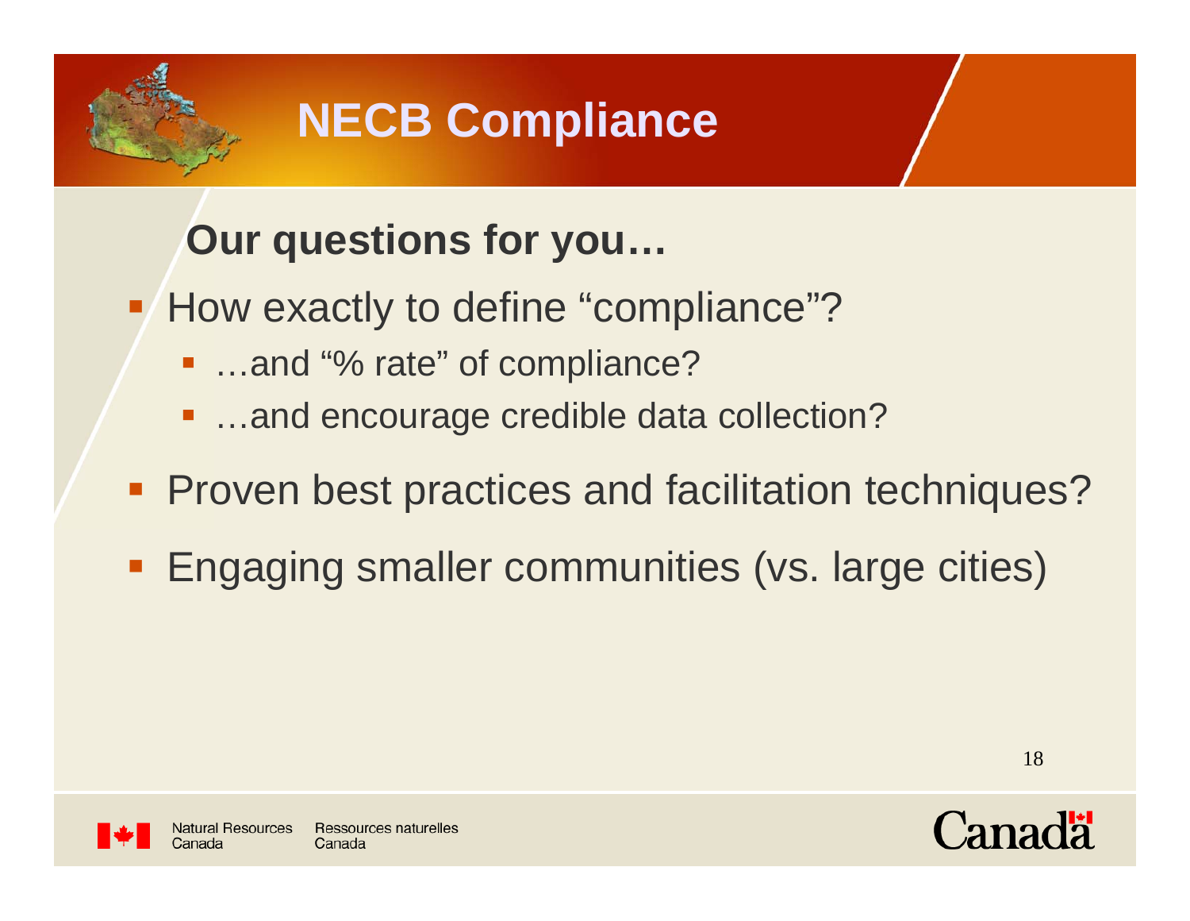# NECB Compliance

## Our questions for you…

- How exactly to define "compliance"?
  - …and "% rate" of compliance?
  - …and encourage credible data collection?
- Proven best practices and facilitation techniques?
- Engaging smaller communities (vs. large cities)

Natural Resources Canada Ressources naturelles Canada

Canada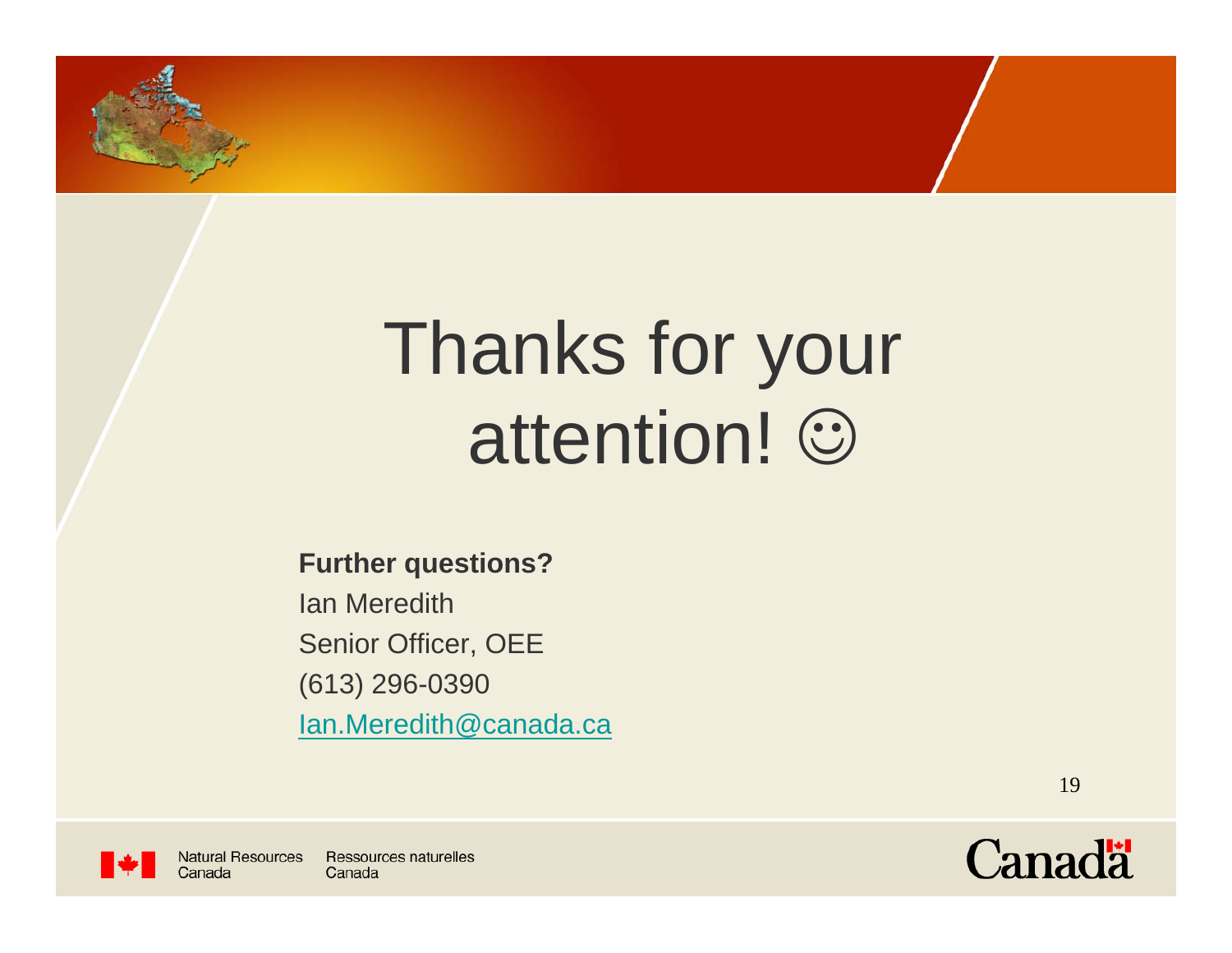# Thanks for your attention! ☺

**Further questions?**

Ian Meredith

Senior Officer, OEE

(613) 296-0390

Ian.Meredith@canada.ca

Natural Resources Canada | Ressources naturelles Canada

Canada